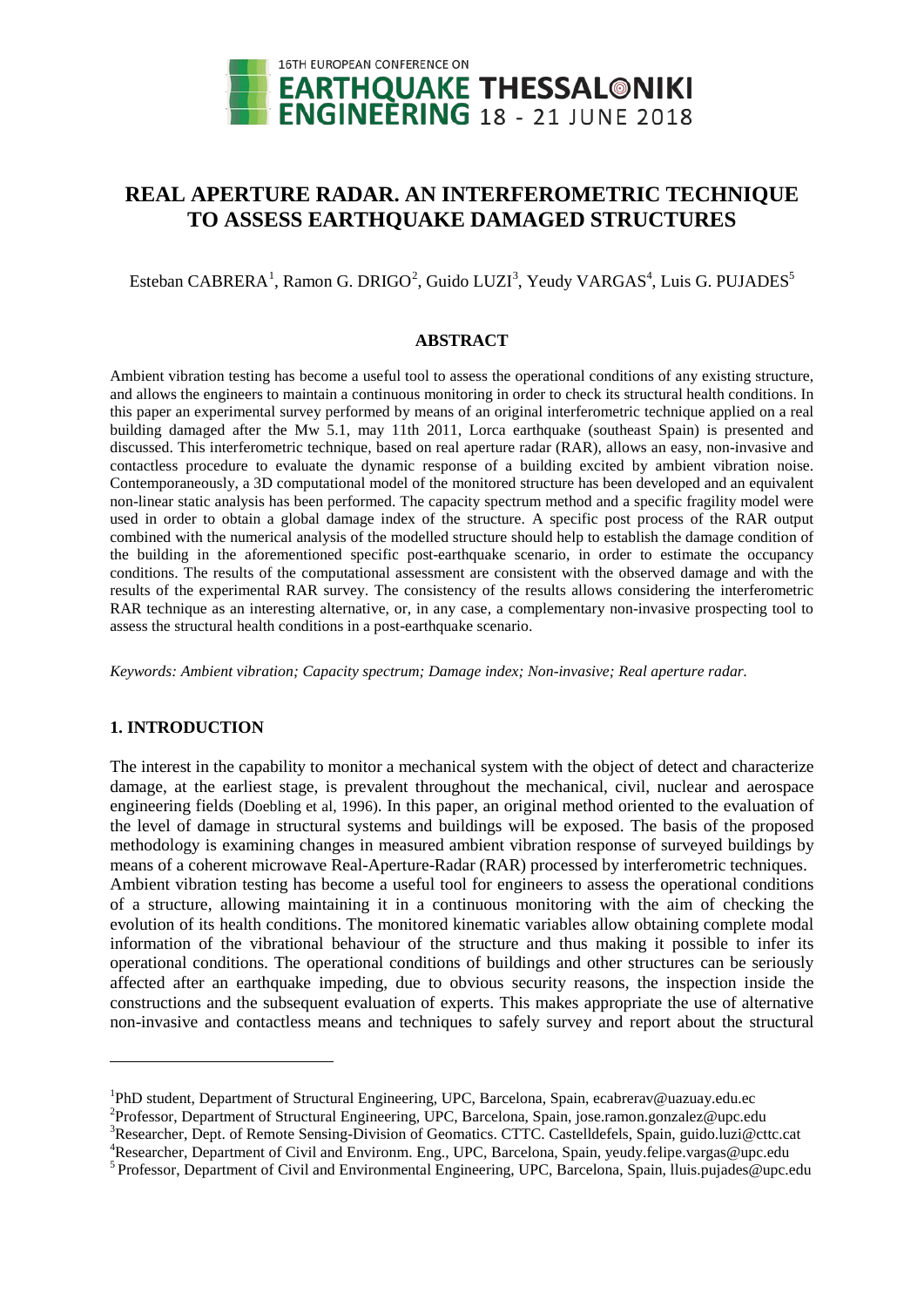# REAL APERTURE RADAR. AN INTERFEROMETRIC TECHNIQUE TO ASSESS EARTHQUAKE DAMAGED STRUCTURES

Esteban CABRERA[1], Ramon G. DRIGO[2], Guido LUZI[3], Yeudy VARGAS[4], Luis G. PUJADES[5]

## ABSTRACT

Ambient vibration testing has become a useful tool to assess the operational conditions of any existing structure, and allows the engineers to maintain a continuous monitoring in order to check its structural health conditions. In this paper an experimental survey performed by means of an original interferometric technique applied on a real building damaged after the Mw 5.1, may 11th 2011, Lorca earthquake (southeast Spain) is presented and discussed. This interferometric technique, based on real aperture radar (RAR), allows an easy, non-invasive and contactless procedure to evaluate the dynamic response of a building excited by ambient vibration noise. Contemporaneously, a 3D computational model of the monitored structure has been developed and an equivalent non-linear static analysis has been performed. The capacity spectrum method and a specific fragility model were used in order to obtain a global damage index of the structure. A specific post process of the RAR output combined with the numerical analysis of the modelled structure should help to establish the damage condition of the building in the aforementioned specific post-earthquake scenario, in order to estimate the occupancy conditions. The results of the computational assessment are consistent with the observed damage and with the results of the experimental RAR survey. The consistency of the results allows considering the interferometric RAR technique as an interesting alternative, or, in any case, a complementary non-invasive prospecting tool to assess the structural health conditions in a post-earthquake scenario.

*Keywords: Ambient vibration; Capacity spectrum; Damage index; Non-invasive; Real aperture radar.*

## 1. INTRODUCTION

The interest in the capability to monitor a mechanical system with the object of detect and characterize damage, at the earliest stage, is prevalent throughout the mechanical, civil, nuclear and aerospace engineering fields (Doebling et al, 1996). In this paper, an original method oriented to the evaluation of the level of damage in structural systems and buildings will be exposed. The basis of the proposed methodology is examining changes in measured ambient vibration response of surveyed buildings by means of a coherent microwave Real-Aperture-Radar (RAR) processed by interferometric techniques.

Ambient vibration testing has become a useful tool for engineers to assess the operational conditions of a structure, allowing maintaining it in a continuous monitoring with the aim of checking the evolution of its health conditions. The monitored kinematic variables allow obtaining complete modal information of the vibrational behaviour of the structure and thus making it possible to infer its operational conditions. The operational conditions of buildings and other structures can be seriously affected after an earthquake impeding, due to obvious security reasons, the inspection inside the constructions and the subsequent evaluation of experts. This makes appropriate the use of alternative non-invasive and contactless means and techniques to safely survey and report about the structural

---

[1]PhD student, Department of Structural Engineering, UPC, Barcelona, Spain, ecabrerav@uazuay.edu.ec

[2]Professor, Department of Structural Engineering, UPC, Barcelona, Spain, jose.ramon.gonzalez@upc.edu

[3]Researcher, Dept. of Remote Sensing-Division of Geomatics. CTTC. Castelldefels, Spain, guido.luzi@cttc.cat

[4]Researcher, Department of Civil and Environm. Eng., UPC, Barcelona, Spain, yeudy.felipe.vargas@upc.edu

[5]Professor, Department of Civil and Environmental Engineering, UPC, Barcelona, Spain, lluis.pujades@upc.edu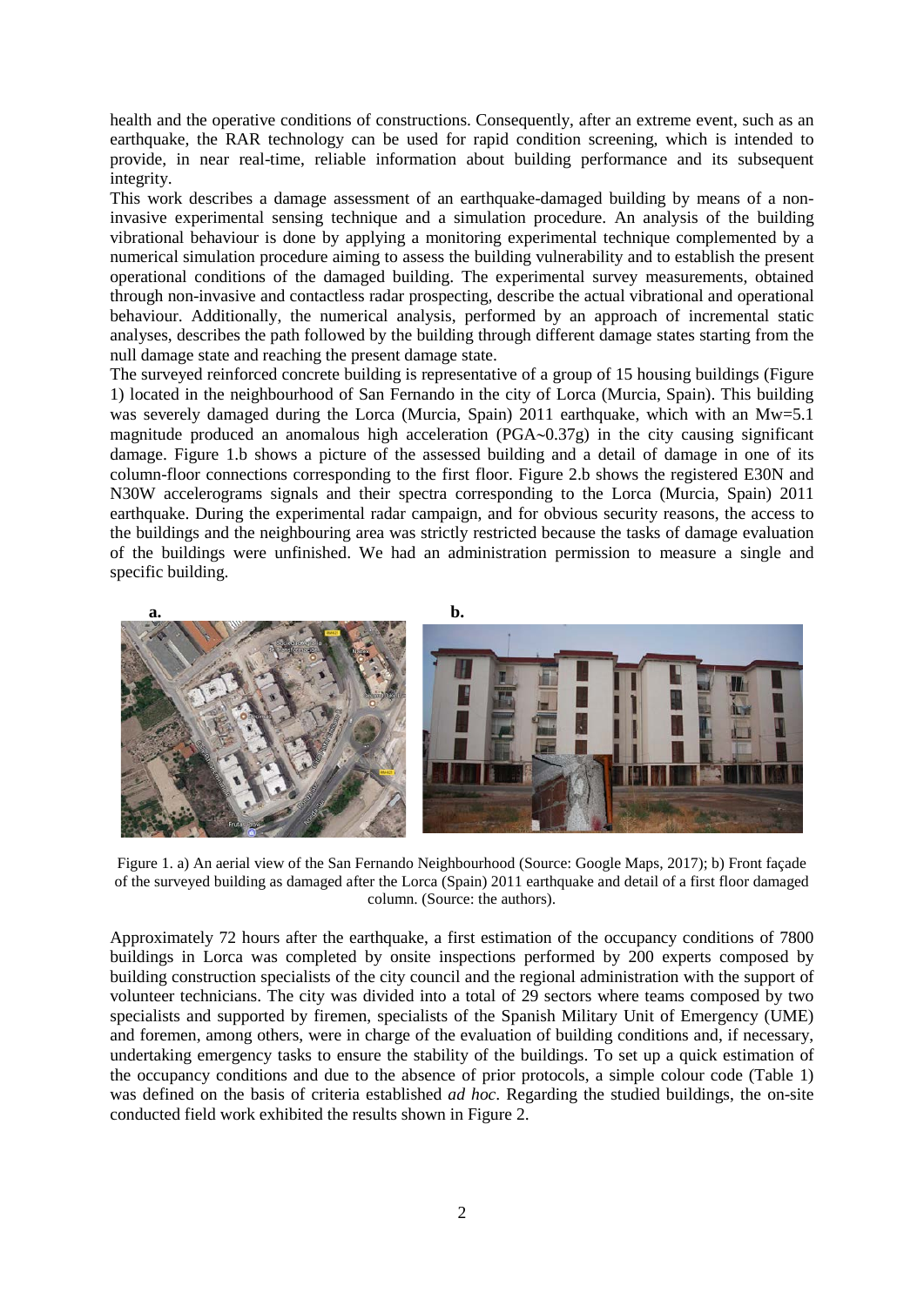health and the operative conditions of constructions. Consequently, after an extreme event, such as an earthquake, the RAR technology can be used for rapid condition screening, which is intended to provide, in near real-time, reliable information about building performance and its subsequent integrity.

This work describes a damage assessment of an earthquake-damaged building by means of a non-invasive experimental sensing technique and a simulation procedure. An analysis of the building vibrational behaviour is done by applying a monitoring experimental technique complemented by a numerical simulation procedure aiming to assess the building vulnerability and to establish the present operational conditions of the damaged building. The experimental survey measurements, obtained through non-invasive and contactless radar prospecting, describe the actual vibrational and operational behaviour. Additionally, the numerical analysis, performed by an approach of incremental static analyses, describes the path followed by the building through different damage states starting from the null damage state and reaching the present damage state.

The surveyed reinforced concrete building is representative of a group of 15 housing buildings (Figure 1) located in the neighbourhood of San Fernando in the city of Lorca (Murcia, Spain). This building was severely damaged during the Lorca (Murcia, Spain) 2011 earthquake, which with an Mw=5.1 magnitude produced an anomalous high acceleration (PGA~0.37g) in the city causing significant damage. Figure 1.b shows a picture of the assessed building and a detail of damage in one of its column-floor connections corresponding to the first floor. Figure 2.b shows the registered E30N and N30W accelerograms signals and their spectra corresponding to the Lorca (Murcia, Spain) 2011 earthquake. During the experimental radar campaign, and for obvious security reasons, the access to the buildings and the neighbouring area was strictly restricted because the tasks of damage evaluation of the buildings were unfinished. We had an administration permission to measure a single and specific building.

Figure 1. a) An aerial view of the San Fernando Neighbourhood (Source: Google Maps, 2017); b) Front façade of the surveyed building as damaged after the Lorca (Spain) 2011 earthquake and detail of a first floor damaged column. (Source: the authors).

Approximately 72 hours after the earthquake, a first estimation of the occupancy conditions of 7800 buildings in Lorca was completed by onsite inspections performed by 200 experts composed by building construction specialists of the city council and the regional administration with the support of volunteer technicians. The city was divided into a total of 29 sectors where teams composed by two specialists and supported by firemen, specialists of the Spanish Military Unit of Emergency (UME) and foremen, among others, were in charge of the evaluation of building conditions and, if necessary, undertaking emergency tasks to ensure the stability of the buildings. To set up a quick estimation of the occupancy conditions and due to the absence of prior protocols, a simple colour code (Table 1) was defined on the basis of criteria established *ad hoc*. Regarding the studied buildings, the on-site conducted field work exhibited the results shown in Figure 2.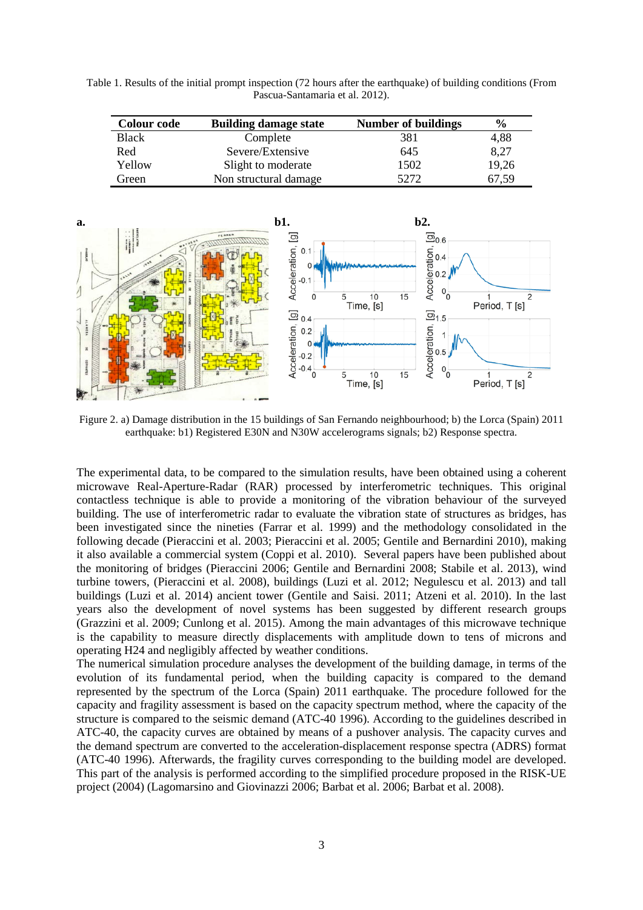Table 1. Results of the initial prompt inspection (72 hours after the earthquake) of building conditions (From Pascua-Santamaria et al. 2012).

| Colour code | Building damage state | Number of buildings | % |
|---|---|---|---|
| Black | Complete | 381 | 4,88 |
| Red | Severe/Extensive | 645 | 8,27 |
| Yellow | Slight to moderate | 1502 | 19,26 |
| Green | Non structural damage | 5272 | 67,59 |

Figure 2. a) Damage distribution in the 15 buildings of San Fernando neighbourhood; b) the Lorca (Spain) 2011 earthquake: b1) Registered E30N and N30W accelerograms signals; b2) Response spectra.

The experimental data, to be compared to the simulation results, have been obtained using a coherent microwave Real-Aperture-Radar (RAR) processed by interferometric techniques. This original contactless technique is able to provide a monitoring of the vibration behaviour of the surveyed building. The use of interferometric radar to evaluate the vibration state of structures as bridges, has been investigated since the nineties (Farrar et al. 1999) and the methodology consolidated in the following decade (Pieraccini et al. 2003; Pieraccini et al. 2005; Gentile and Bernardini 2010), making it also available a commercial system (Coppi et al. 2010). Several papers have been published about the monitoring of bridges (Pieraccini 2006; Gentile and Bernardini 2008; Stabile et al. 2013), wind turbine towers, (Pieraccini et al. 2008), buildings (Luzi et al. 2012; Negulescu et al. 2013) and tall buildings (Luzi et al. 2014) ancient tower (Gentile and Saisi. 2011; Atzeni et al. 2010). In the last years also the development of novel systems has been suggested by different research groups (Grazzini et al. 2009; Cunlong et al. 2015). Among the main advantages of this microwave technique is the capability to measure directly displacements with amplitude down to tens of microns and operating H24 and negligibly affected by weather conditions.

The numerical simulation procedure analyses the development of the building damage, in terms of the evolution of its fundamental period, when the building capacity is compared to the demand represented by the spectrum of the Lorca (Spain) 2011 earthquake. The procedure followed for the capacity and fragility assessment is based on the capacity spectrum method, where the capacity of the structure is compared to the seismic demand (ATC-40 1996). According to the guidelines described in ATC-40, the capacity curves are obtained by means of a pushover analysis. The capacity curves and the demand spectrum are converted to the acceleration-displacement response spectra (ADRS) format (ATC-40 1996). Afterwards, the fragility curves corresponding to the building model are developed. This part of the analysis is performed according to the simplified procedure proposed in the RISK-UE project (2004) (Lagomarsino and Giovinazzi 2006; Barbat et al. 2006; Barbat et al. 2008).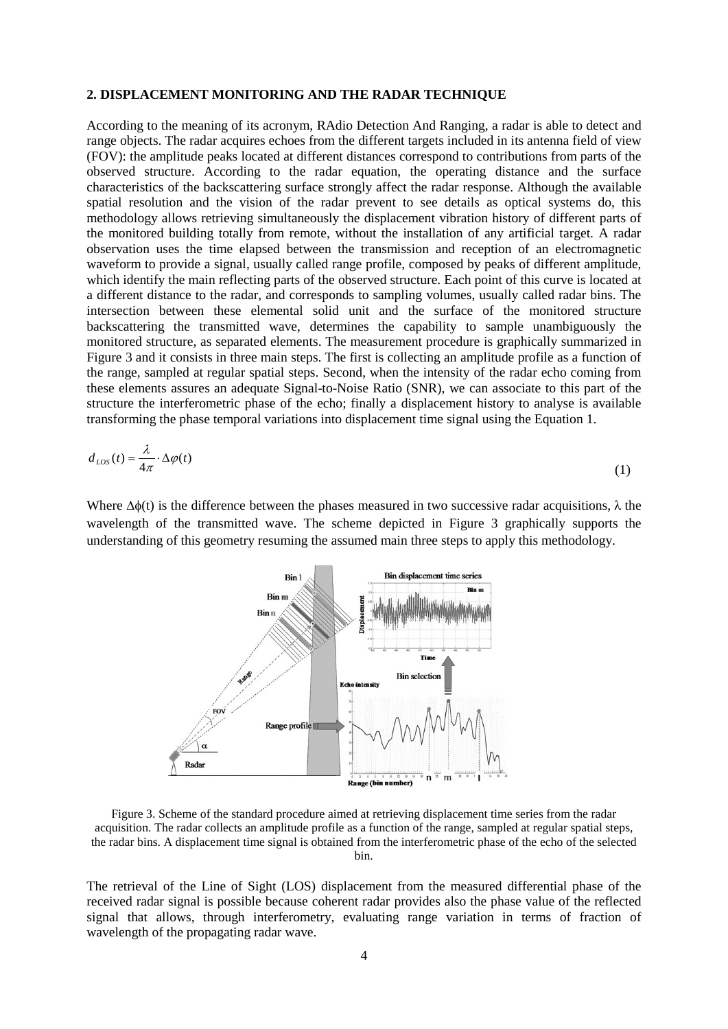## 2. DISPLACEMENT MONITORING AND THE RADAR TECHNIQUE

According to the meaning of its acronym, RAdio Detection And Ranging, a radar is able to detect and range objects. The radar acquires echoes from the different targets included in its antenna field of view (FOV): the amplitude peaks located at different distances correspond to contributions from parts of the observed structure. According to the radar equation, the operating distance and the surface characteristics of the backscattering surface strongly affect the radar response. Although the available spatial resolution and the vision of the radar prevent to see details as optical systems do, this methodology allows retrieving simultaneously the displacement vibration history of different parts of the monitored building totally from remote, without the installation of any artificial target. A radar observation uses the time elapsed between the transmission and reception of an electromagnetic waveform to provide a signal, usually called range profile, composed by peaks of different amplitude, which identify the main reflecting parts of the observed structure. Each point of this curve is located at a different distance to the radar, and corresponds to sampling volumes, usually called radar bins. The intersection between these elemental solid unit and the surface of the monitored structure backscattering the transmitted wave, determines the capability to sample unambiguously the monitored structure, as separated elements. The measurement procedure is graphically summarized in Figure 3 and it consists in three main steps. The first is collecting an amplitude profile as a function of the range, sampled at regular spatial steps. Second, when the intensity of the radar echo coming from these elements assures an adequate Signal-to-Noise Ratio (SNR), we can associate to this part of the structure the interferometric phase of the echo; finally a displacement history to analyse is available transforming the phase temporal variations into displacement time signal using the Equation 1.

$$d_{LOS}(t) = \frac{\lambda}{4\pi} \cdot \Delta\varphi(t) \tag{1}$$

Where $\Delta\phi(t)$ is the difference between the phases measured in two successive radar acquisitions, $\lambda$ the wavelength of the transmitted wave. The scheme depicted in Figure 3 graphically supports the understanding of this geometry resuming the assumed main three steps to apply this methodology.

Figure 3. Scheme of the standard procedure aimed at retrieving displacement time series from the radar acquisition. The radar collects an amplitude profile as a function of the range, sampled at regular spatial steps, the radar bins. A displacement time signal is obtained from the interferometric phase of the echo of the selected bin.

The retrieval of the Line of Sight (LOS) displacement from the measured differential phase of the received radar signal is possible because coherent radar provides also the phase value of the reflected signal that allows, through interferometry, evaluating range variation in terms of fraction of wavelength of the propagating radar wave.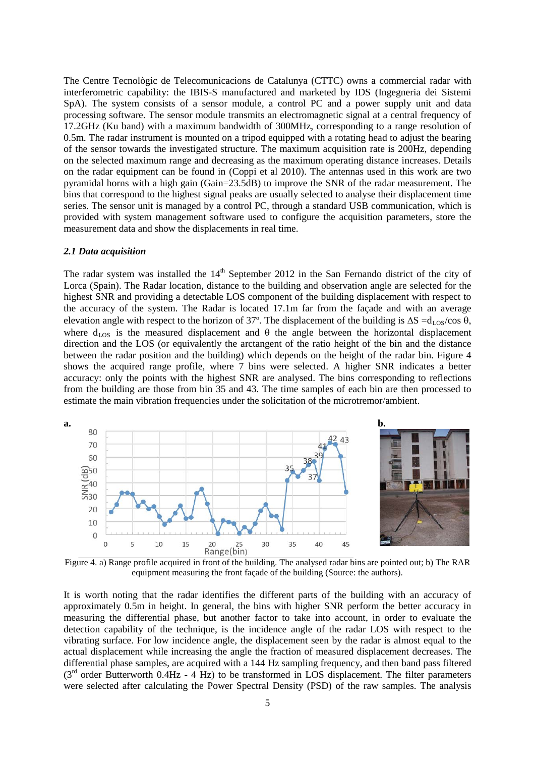The Centre Tecnològic de Telecomunicacions de Catalunya (CTTC) owns a commercial radar with interferometric capability: the IBIS-S manufactured and marketed by IDS (Ingegneria dei Sistemi SpA). The system consists of a sensor module, a control PC and a power supply unit and data processing software. The sensor module transmits an electromagnetic signal at a central frequency of 17.2GHz (Ku band) with a maximum bandwidth of 300MHz, corresponding to a range resolution of 0.5m. The radar instrument is mounted on a tripod equipped with a rotating head to adjust the bearing of the sensor towards the investigated structure. The maximum acquisition rate is 200Hz, depending on the selected maximum range and decreasing as the maximum operating distance increases. Details on the radar equipment can be found in (Coppi et al 2010). The antennas used in this work are two pyramidal horns with a high gain (Gain=23.5dB) to improve the SNR of the radar measurement. The bins that correspond to the highest signal peaks are usually selected to analyse their displacement time series. The sensor unit is managed by a control PC, through a standard USB communication, which is provided with system management software used to configure the acquisition parameters, store the measurement data and show the displacements in real time.

### *2.1 Data acquisition*

The radar system was installed the 14th September 2012 in the San Fernando district of the city of Lorca (Spain). The Radar location, distance to the building and observation angle are selected for the highest SNR and providing a detectable LOS component of the building displacement with respect to the accuracy of the system. The Radar is located 17.1m far from the façade and with an average elevation angle with respect to the horizon of 37º. The displacement of the building is $\Delta S = d_{LOS}/\cos\theta$, where $d_{LOS}$ is the measured displacement and $\theta$ the angle between the horizontal displacement direction and the LOS (or equivalently the arctangent of the ratio height of the bin and the distance between the radar position and the building) which depends on the height of the radar bin. Figure 4 shows the acquired range profile, where 7 bins were selected. A higher SNR indicates a better accuracy: only the points with the highest SNR are analysed. The bins corresponding to reflections from the building are those from bin 35 and 43. The time samples of each bin are then processed to estimate the main vibration frequencies under the solicitation of the microtremor/ambient.

Figure 4. a) Range profile acquired in front of the building. The analysed radar bins are pointed out; b) The RAR equipment measuring the front façade of the building (Source: the authors).

It is worth noting that the radar identifies the different parts of the building with an accuracy of approximately 0.5m in height. In general, the bins with higher SNR perform the better accuracy in measuring the differential phase, but another factor to take into account, in order to evaluate the detection capability of the technique, is the incidence angle of the radar LOS with respect to the vibrating surface. For low incidence angle, the displacement seen by the radar is almost equal to the actual displacement while increasing the angle the fraction of measured displacement decreases. The differential phase samples, are acquired with a 144 Hz sampling frequency, and then band pass filtered (3rd order Butterworth 0.4Hz - 4 Hz) to be transformed in LOS displacement. The filter parameters were selected after calculating the Power Spectral Density (PSD) of the raw samples. The analysis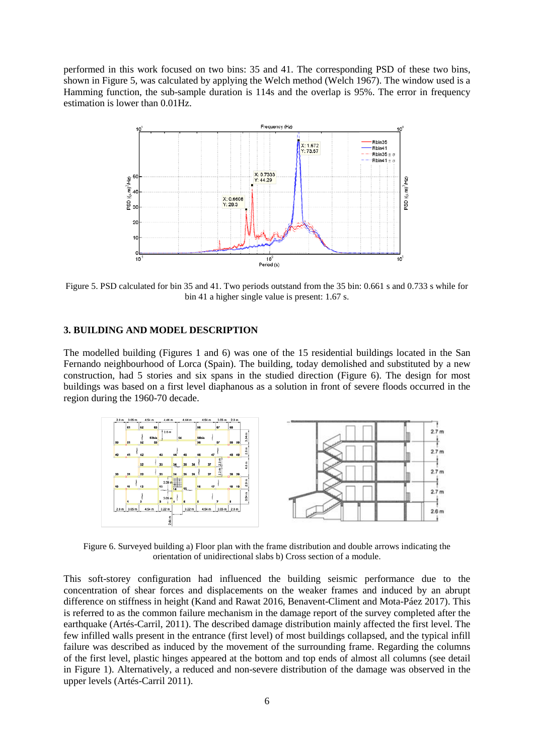performed in this work focused on two bins: 35 and 41. The corresponding PSD of these two bins, shown in Figure 5, was calculated by applying the Welch method (Welch 1967). The window used is a Hamming function, the sub-sample duration is 114s and the overlap is 95%. The error in frequency estimation is lower than 0.01Hz.

Figure 5. PSD calculated for bin 35 and 41. Two periods outstand from the 35 bin: 0.661 s and 0.733 s while for bin 41 a higher single value is present: 1.67 s.

## 3. BUILDING AND MODEL DESCRIPTION

The modelled building (Figures 1 and 6) was one of the 15 residential buildings located in the San Fernando neighbourhood of Lorca (Spain). The building, today demolished and substituted by a new construction, had 5 stories and six spans in the studied direction (Figure 6). The design for most buildings was based on a first level diaphanous as a solution in front of severe floods occurred in the region during the 1960-70 decade.

Figure 6. Surveyed building a) Floor plan with the frame distribution and double arrows indicating the orientation of unidirectional slabs b) Cross section of a module.

This soft-storey configuration had influenced the building seismic performance due to the concentration of shear forces and displacements on the weaker frames and induced by an abrupt difference on stiffness in height (Kand and Rawat 2016, Benavent-Climent and Mota-Páez 2017). This is referred to as the common failure mechanism in the damage report of the survey completed after the earthquake (Artés-Carril, 2011). The described damage distribution mainly affected the first level. The few infilled walls present in the entrance (first level) of most buildings collapsed, and the typical infill failure was described as induced by the movement of the surrounding frame. Regarding the columns of the first level, plastic hinges appeared at the bottom and top ends of almost all columns (see detail in Figure 1). Alternatively, a reduced and non-severe distribution of the damage was observed in the upper levels (Artés-Carril 2011).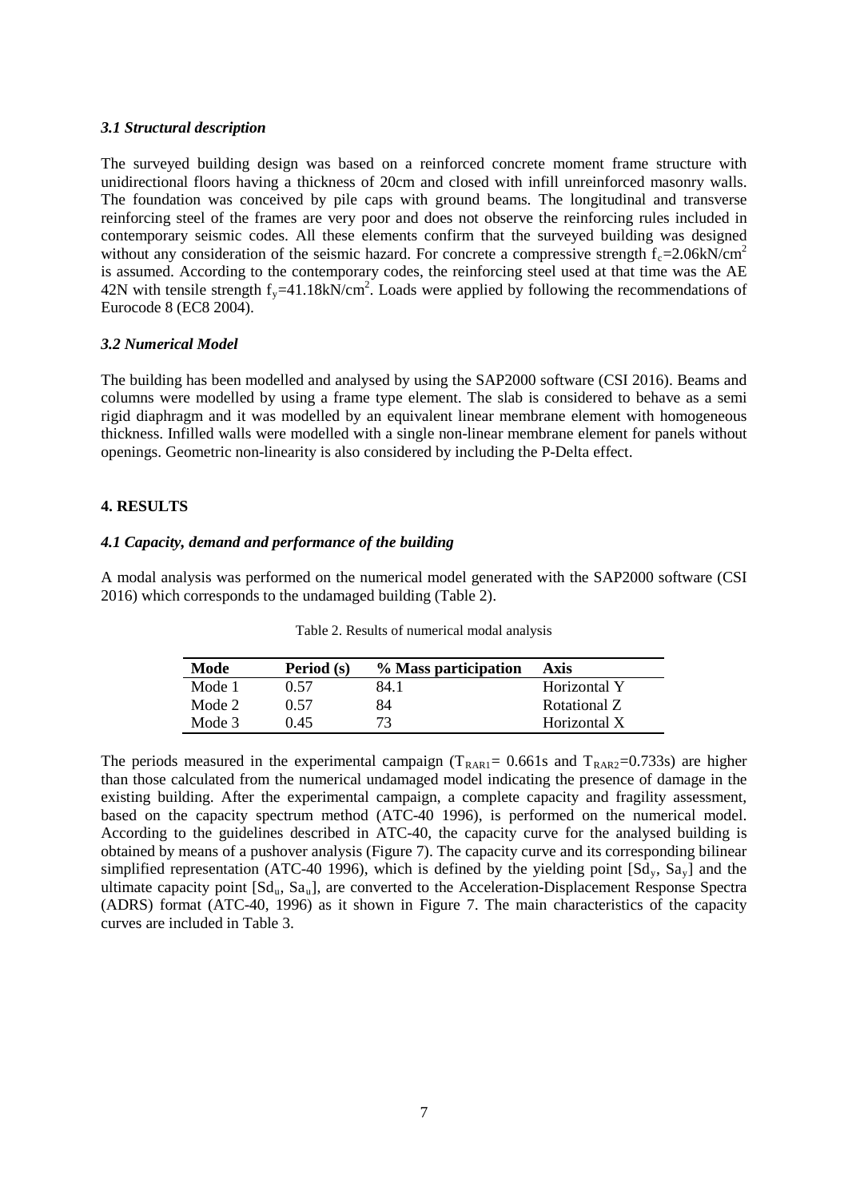### *3.1 Structural description*

The surveyed building design was based on a reinforced concrete moment frame structure with unidirectional floors having a thickness of 20cm and closed with infill unreinforced masonry walls. The foundation was conceived by pile caps with ground beams. The longitudinal and transverse reinforcing steel of the frames are very poor and does not observe the reinforcing rules included in contemporary seismic codes. All these elements confirm that the surveyed building was designed without any consideration of the seismic hazard. For concrete a compressive strength $f_c$=2.06kN/cm$^2$ is assumed. According to the contemporary codes, the reinforcing steel used at that time was the AE 42N with tensile strength $f_y$=41.18kN/cm$^2$. Loads were applied by following the recommendations of Eurocode 8 (EC8 2004).

### *3.2 Numerical Model*

The building has been modelled and analysed by using the SAP2000 software (CSI 2016). Beams and columns were modelled by using a frame type element. The slab is considered to behave as a semi rigid diaphragm and it was modelled by an equivalent linear membrane element with homogeneous thickness. Infilled walls were modelled with a single non-linear membrane element for panels without openings. Geometric non-linearity is also considered by including the P-Delta effect.

## 4. RESULTS

### *4.1 Capacity, demand and performance of the building*

A modal analysis was performed on the numerical model generated with the SAP2000 software (CSI 2016) which corresponds to the undamaged building (Table 2).

Table 2. Results of numerical modal analysis

| Mode | Period (s) | % Mass participation | Axis |
|---|---|---|---|
| Mode 1 | 0.57 | 84.1 | Horizontal Y |
| Mode 2 | 0.57 | 84 | Rotational Z |
| Mode 3 | 0.45 | 73 | Horizontal X |

The periods measured in the experimental campaign ($T_{RAR1}$= 0.661s and $T_{RAR2}$=0.733s) are higher than those calculated from the numerical undamaged model indicating the presence of damage in the existing building. After the experimental campaign, a complete capacity and fragility assessment, based on the capacity spectrum method (ATC-40 1996), is performed on the numerical model. According to the guidelines described in ATC-40, the capacity curve for the analysed building is obtained by means of a pushover analysis (Figure 7). The capacity curve and its corresponding bilinear simplified representation (ATC-40 1996), which is defined by the yielding point [$Sd_y$, $Sa_y$] and the ultimate capacity point [$Sd_u$, $Sa_u$], are converted to the Acceleration-Displacement Response Spectra (ADRS) format (ATC-40, 1996) as it shown in Figure 7. The main characteristics of the capacity curves are included in Table 3.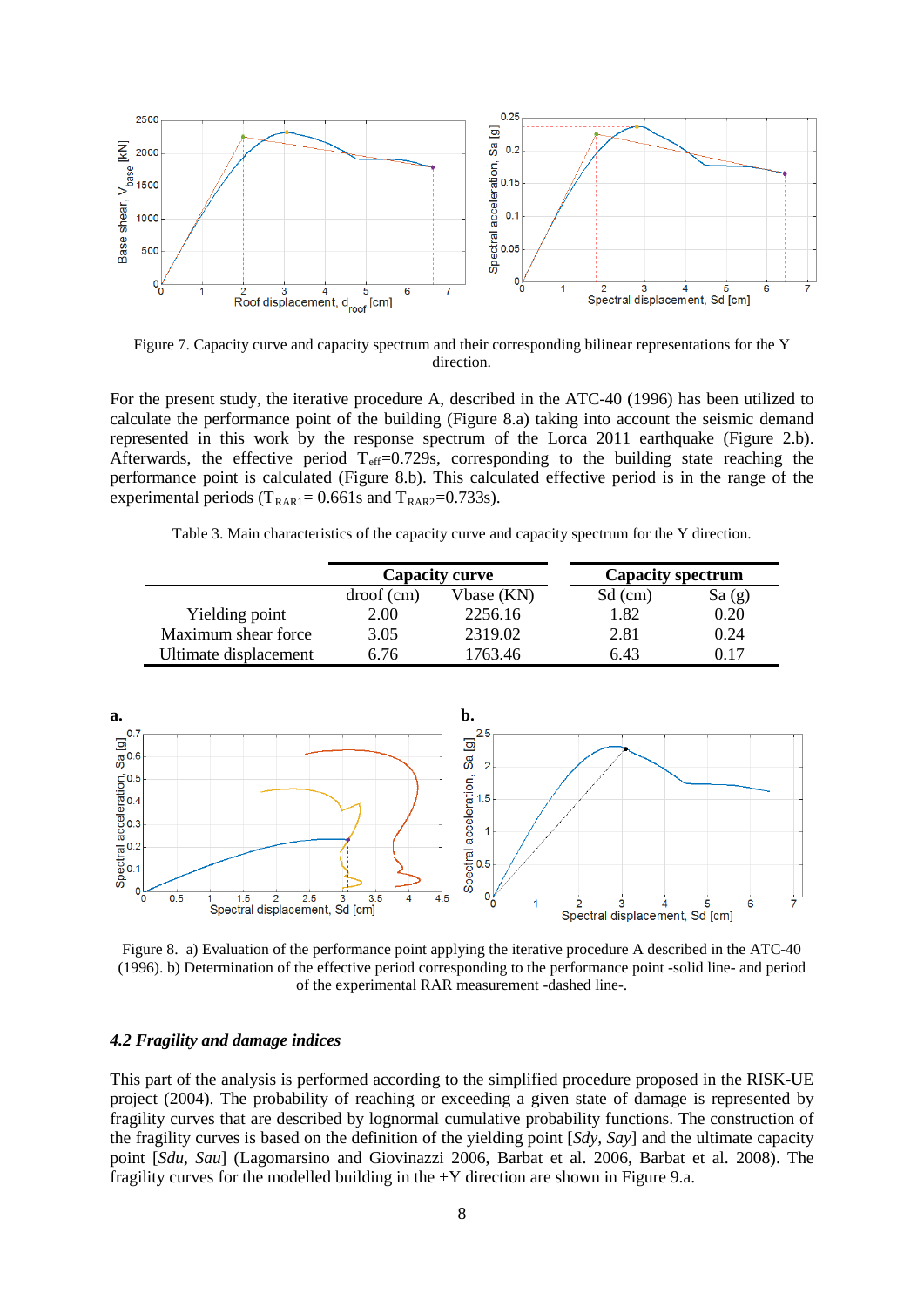Figure 7. Capacity curve and capacity spectrum and their corresponding bilinear representations for the Y direction.

For the present study, the iterative procedure A, described in the ATC-40 (1996) has been utilized to calculate the performance point of the building (Figure 8.a) taking into account the seismic demand represented in this work by the response spectrum of the Lorca 2011 earthquake (Figure 2.b). Afterwards, the effective period $T_{eff}$=0.729s, corresponding to the building state reaching the performance point is calculated (Figure 8.b). This calculated effective period is in the range of the experimental periods ($T_{RAR1}$= 0.661s and $T_{RAR2}$=0.733s).

Table 3. Main characteristics of the capacity curve and capacity spectrum for the Y direction.

| | Capacity curve | | Capacity spectrum | |
|---|---|---|---|---|
| | droof (cm) | Vbase (KN) | Sd (cm) | Sa (g) |
| Yielding point | 2.00 | 2256.16 | 1.82 | 0.20 |
| Maximum shear force | 3.05 | 2319.02 | 2.81 | 0.24 |
| Ultimate displacement | 6.76 | 1763.46 | 6.43 | 0.17 |

Figure 8. a) Evaluation of the performance point applying the iterative procedure A described in the ATC-40 (1996). b) Determination of the effective period corresponding to the performance point -solid line- and period of the experimental RAR measurement -dashed line-.

### *4.2 Fragility and damage indices*

This part of the analysis is performed according to the simplified procedure proposed in the RISK-UE project (2004). The probability of reaching or exceeding a given state of damage is represented by fragility curves that are described by lognormal cumulative probability functions. The construction of the fragility curves is based on the definition of the yielding point [*Sdy*, *Say*] and the ultimate capacity point [*Sdu*, *Sau*] (Lagomarsino and Giovinazzi 2006, Barbat et al. 2006, Barbat et al. 2008). The fragility curves for the modelled building in the +Y direction are shown in Figure 9.a.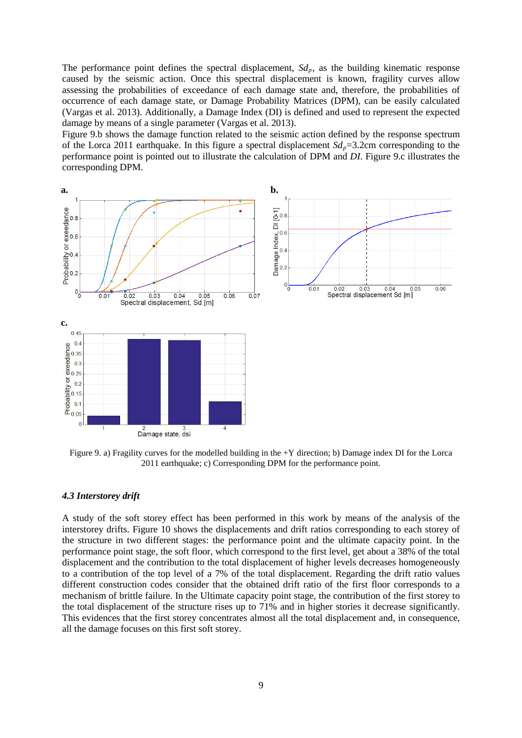The performance point defines the spectral displacement, $Sd_p$, as the building kinematic response caused by the seismic action. Once this spectral displacement is known, fragility curves allow assessing the probabilities of exceedance of each damage state and, therefore, the probabilities of occurrence of each damage state, or Damage Probability Matrices (DPM), can be easily calculated (Vargas et al. 2013). Additionally, a Damage Index (DI) is defined and used to represent the expected damage by means of a single parameter (Vargas et al. 2013).

Figure 9.b shows the damage function related to the seismic action defined by the response spectrum of the Lorca 2011 earthquake. In this figure a spectral displacement $Sd_p$=3.2cm corresponding to the performance point is pointed out to illustrate the calculation of DPM and *DI*. Figure 9.c illustrates the corresponding DPM.

Figure 9. a) Fragility curves for the modelled building in the +Y direction; b) Damage index DI for the Lorca 2011 earthquake; c) Corresponding DPM for the performance point.

### 4.3 Interstorey drift

A study of the soft storey effect has been performed in this work by means of the analysis of the interstorey drifts. Figure 10 shows the displacements and drift ratios corresponding to each storey of the structure in two different stages: the performance point and the ultimate capacity point. In the performance point stage, the soft floor, which correspond to the first level, get about a 38% of the total displacement and the contribution to the total displacement of higher levels decreases homogeneously to a contribution of the top level of a 7% of the total displacement. Regarding the drift ratio values different construction codes consider that the obtained drift ratio of the first floor corresponds to a mechanism of brittle failure. In the Ultimate capacity point stage, the contribution of the first storey to the total displacement of the structure rises up to 71% and in higher stories it decrease significantly. This evidences that the first storey concentrates almost all the total displacement and, in consequence, all the damage focuses on this first soft storey.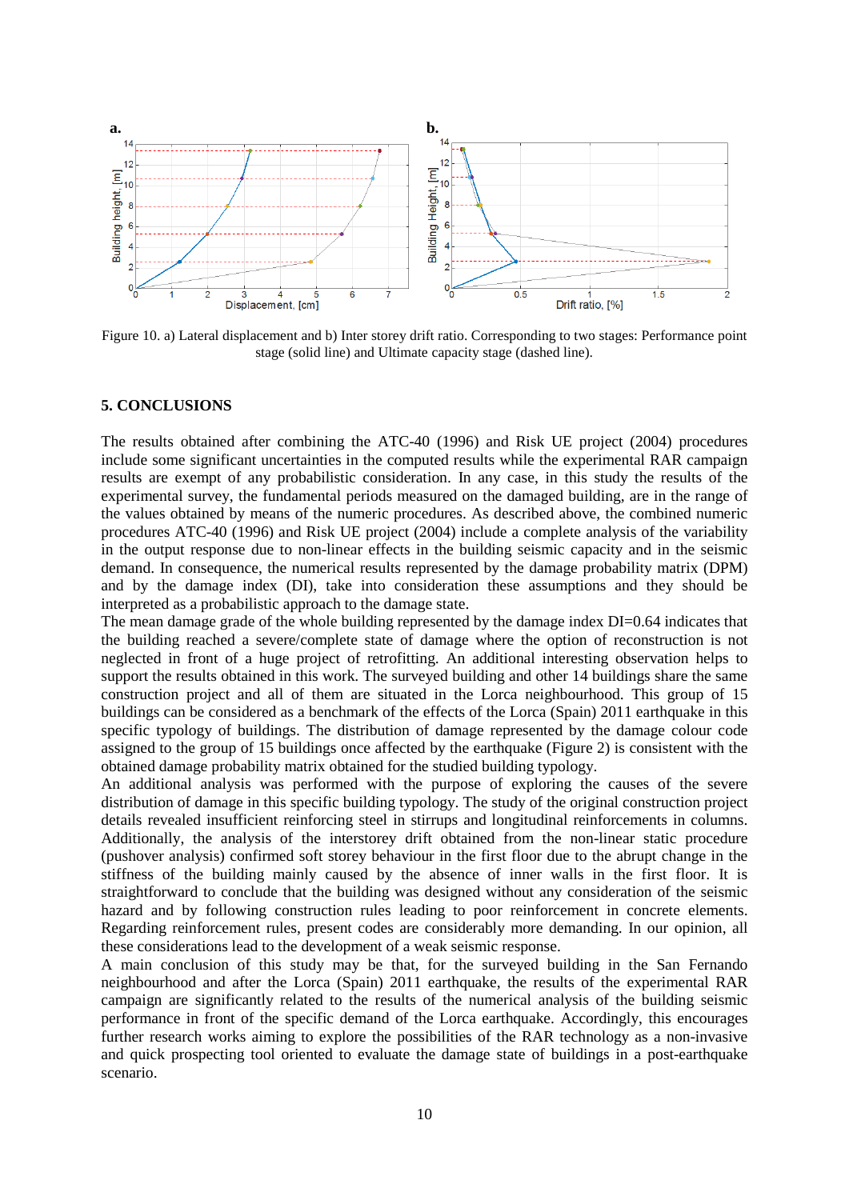Figure 10. a) Lateral displacement and b) Inter storey drift ratio. Corresponding to two stages: Performance point stage (solid line) and Ultimate capacity stage (dashed line).

## 5. CONCLUSIONS

The results obtained after combining the ATC-40 (1996) and Risk UE project (2004) procedures include some significant uncertainties in the computed results while the experimental RAR campaign results are exempt of any probabilistic consideration. In any case, in this study the results of the experimental survey, the fundamental periods measured on the damaged building, are in the range of the values obtained by means of the numeric procedures. As described above, the combined numeric procedures ATC-40 (1996) and Risk UE project (2004) include a complete analysis of the variability in the output response due to non-linear effects in the building seismic capacity and in the seismic demand. In consequence, the numerical results represented by the damage probability matrix (DPM) and by the damage index (DI), take into consideration these assumptions and they should be interpreted as a probabilistic approach to the damage state.

The mean damage grade of the whole building represented by the damage index DI=0.64 indicates that the building reached a severe/complete state of damage where the option of reconstruction is not neglected in front of a huge project of retrofitting. An additional interesting observation helps to support the results obtained in this work. The surveyed building and other 14 buildings share the same construction project and all of them are situated in the Lorca neighbourhood. This group of 15 buildings can be considered as a benchmark of the effects of the Lorca (Spain) 2011 earthquake in this specific typology of buildings. The distribution of damage represented by the damage colour code assigned to the group of 15 buildings once affected by the earthquake (Figure 2) is consistent with the obtained damage probability matrix obtained for the studied building typology.

An additional analysis was performed with the purpose of exploring the causes of the severe distribution of damage in this specific building typology. The study of the original construction project details revealed insufficient reinforcing steel in stirrups and longitudinal reinforcements in columns. Additionally, the analysis of the interstorey drift obtained from the non-linear static procedure (pushover analysis) confirmed soft storey behaviour in the first floor due to the abrupt change in the stiffness of the building mainly caused by the absence of inner walls in the first floor. It is straightforward to conclude that the building was designed without any consideration of the seismic hazard and by following construction rules leading to poor reinforcement in concrete elements. Regarding reinforcement rules, present codes are considerably more demanding. In our opinion, all these considerations lead to the development of a weak seismic response.

A main conclusion of this study may be that, for the surveyed building in the San Fernando neighbourhood and after the Lorca (Spain) 2011 earthquake, the results of the experimental RAR campaign are significantly related to the results of the numerical analysis of the building seismic performance in front of the specific demand of the Lorca earthquake. Accordingly, this encourages further research works aiming to explore the possibilities of the RAR technology as a non-invasive and quick prospecting tool oriented to evaluate the damage state of buildings in a post-earthquake scenario.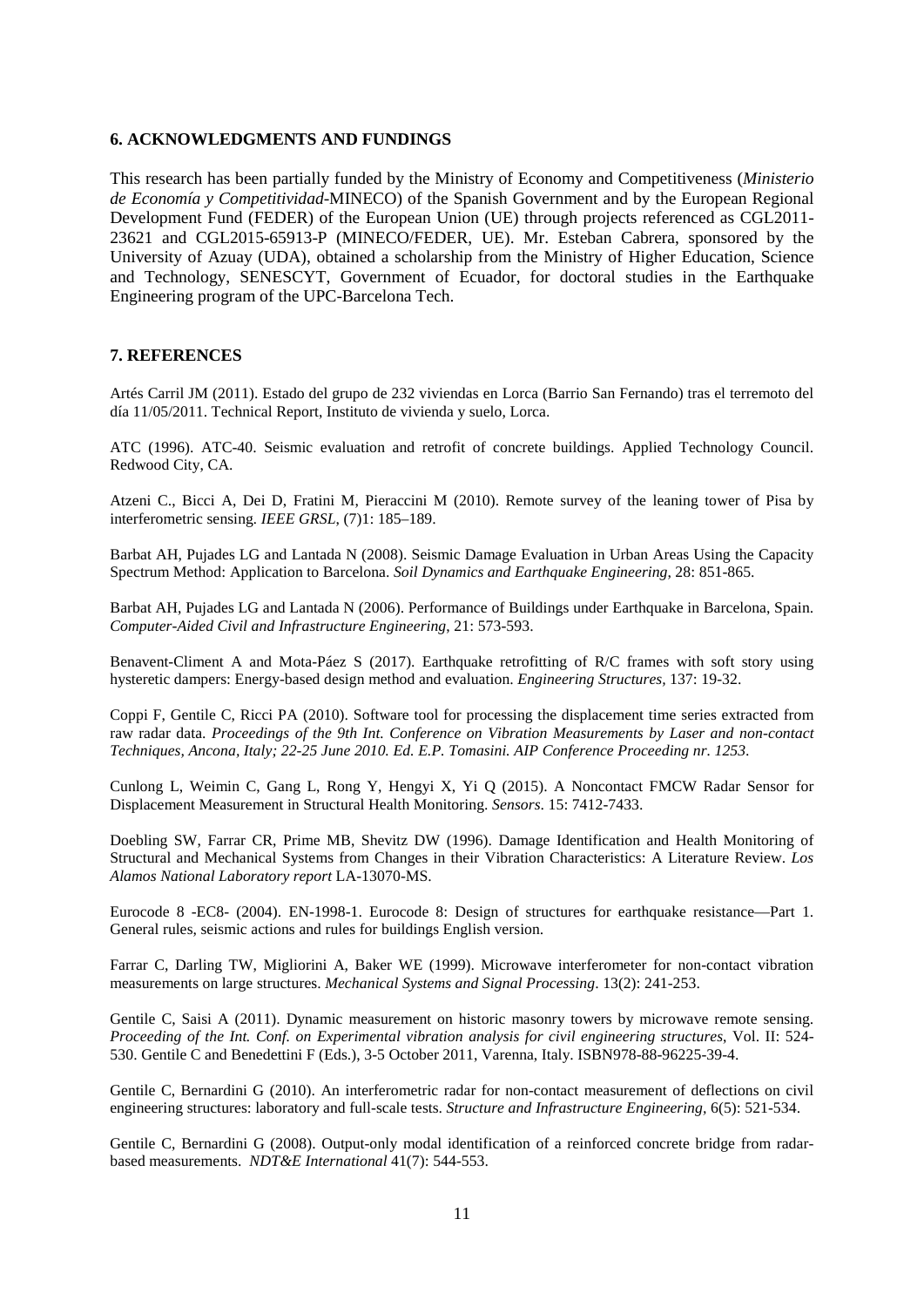## 6. ACKNOWLEDGMENTS AND FUNDINGS

This research has been partially funded by the Ministry of Economy and Competitiveness (*Ministerio de Economía y Competitividad*-MINECO) of the Spanish Government and by the European Regional Development Fund (FEDER) of the European Union (UE) through projects referenced as CGL2011-23621 and CGL2015-65913-P (MINECO/FEDER, UE). Mr. Esteban Cabrera, sponsored by the University of Azuay (UDA), obtained a scholarship from the Ministry of Higher Education, Science and Technology, SENESCYT, Government of Ecuador, for doctoral studies in the Earthquake Engineering program of the UPC-Barcelona Tech.

## 7. REFERENCES

Artés Carril JM (2011). Estado del grupo de 232 viviendas en Lorca (Barrio San Fernando) tras el terremoto del día 11/05/2011. Technical Report, Instituto de vivienda y suelo, Lorca.

ATC (1996). ATC-40. Seismic evaluation and retrofit of concrete buildings. Applied Technology Council. Redwood City, CA.

Atzeni C., Bicci A, Dei D, Fratini M, Pieraccini M (2010). Remote survey of the leaning tower of Pisa by interferometric sensing. *IEEE GRSL*, (7)1: 185–189.

Barbat AH, Pujades LG and Lantada N (2008). Seismic Damage Evaluation in Urban Areas Using the Capacity Spectrum Method: Application to Barcelona. *Soil Dynamics and Earthquake Engineering*, 28: 851-865.

Barbat AH, Pujades LG and Lantada N (2006). Performance of Buildings under Earthquake in Barcelona, Spain. *Computer-Aided Civil and Infrastructure Engineering*, 21: 573-593.

Benavent-Climent A and Mota-Páez S (2017). Earthquake retrofitting of R/C frames with soft story using hysteretic dampers: Energy-based design method and evaluation. *Engineering Structures*, 137: 19-32.

Coppi F, Gentile C, Ricci PA (2010). Software tool for processing the displacement time series extracted from raw radar data. *Proceedings of the 9th Int. Conference on Vibration Measurements by Laser and non-contact Techniques, Ancona, Italy; 22-25 June 2010. Ed. E.P. Tomasini. AIP Conference Proceeding nr. 1253*.

Cunlong L, Weimin C, Gang L, Rong Y, Hengyi X, Yi Q (2015). A Noncontact FMCW Radar Sensor for Displacement Measurement in Structural Health Monitoring. *Sensors*. 15: 7412-7433.

Doebling SW, Farrar CR, Prime MB, Shevitz DW (1996). Damage Identification and Health Monitoring of Structural and Mechanical Systems from Changes in their Vibration Characteristics: A Literature Review. *Los Alamos National Laboratory report* LA-13070-MS.

Eurocode 8 -EC8- (2004). EN-1998-1. Eurocode 8: Design of structures for earthquake resistance—Part 1. General rules, seismic actions and rules for buildings English version.

Farrar C, Darling TW, Migliorini A, Baker WE (1999). Microwave interferometer for non-contact vibration measurements on large structures. *Mechanical Systems and Signal Processing*. 13(2): 241-253.

Gentile C, Saisi A (2011). Dynamic measurement on historic masonry towers by microwave remote sensing. *Proceeding of the Int. Conf. on Experimental vibration analysis for civil engineering structures*, Vol. II: 524-530. Gentile C and Benedettini F (Eds.), 3-5 October 2011, Varenna, Italy. ISBN978-88-96225-39-4.

Gentile C, Bernardini G (2010). An interferometric radar for non-contact measurement of deflections on civil engineering structures: laboratory and full-scale tests. *Structure and Infrastructure Engineering*, 6(5): 521-534.

Gentile C, Bernardini G (2008). Output-only modal identification of a reinforced concrete bridge from radar-based measurements. *NDT&E International* 41(7): 544-553.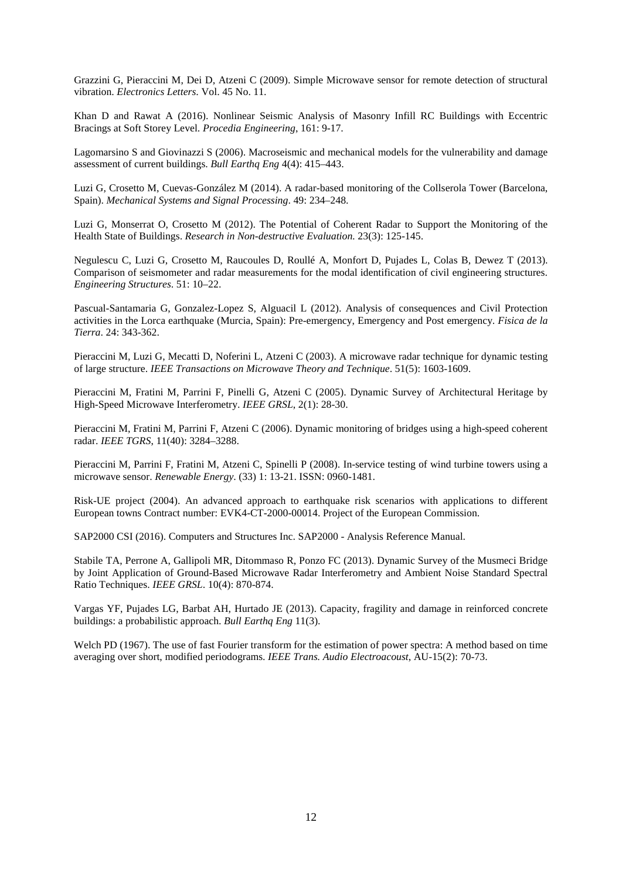Grazzini G, Pieraccini M, Dei D, Atzeni C (2009). Simple Microwave sensor for remote detection of structural vibration. *Electronics Letters.* Vol. 45 No. 11.

Khan D and Rawat A (2016). Nonlinear Seismic Analysis of Masonry Infill RC Buildings with Eccentric Bracings at Soft Storey Level. *Procedia Engineering*, 161: 9-17.

Lagomarsino S and Giovinazzi S (2006). Macroseismic and mechanical models for the vulnerability and damage assessment of current buildings. *Bull Earthq Eng* 4(4): 415–443.

Luzi G, Crosetto M, Cuevas-González M (2014). A radar-based monitoring of the Collserola Tower (Barcelona, Spain). *Mechanical Systems and Signal Processing*. 49: 234–248.

Luzi G, Monserrat O, Crosetto M (2012). The Potential of Coherent Radar to Support the Monitoring of the Health State of Buildings. *Research in Non-destructive Evaluation.* 23(3): 125-145.

Negulescu C, Luzi G, Crosetto M, Raucoules D, Roullé A, Monfort D, Pujades L, Colas B, Dewez T (2013). Comparison of seismometer and radar measurements for the modal identification of civil engineering structures. *Engineering Structures*. 51: 10–22.

Pascual-Santamaria G, Gonzalez-Lopez S, Alguacil L (2012). Analysis of consequences and Civil Protection activities in the Lorca earthquake (Murcia, Spain): Pre-emergency, Emergency and Post emergency. *Fisica de la Tierra*. 24: 343-362.

Pieraccini M, Luzi G, Mecatti D, Noferini L, Atzeni C (2003). A microwave radar technique for dynamic testing of large structure. *IEEE Transactions on Microwave Theory and Technique*. 51(5): 1603-1609.

Pieraccini M, Fratini M, Parrini F, Pinelli G, Atzeni C (2005). Dynamic Survey of Architectural Heritage by High-Speed Microwave Interferometry. *IEEE GRSL*, 2(1): 28-30.

Pieraccini M, Fratini M, Parrini F, Atzeni C (2006). Dynamic monitoring of bridges using a high-speed coherent radar. *IEEE TGRS*, 11(40): 3284–3288.

Pieraccini M, Parrini F, Fratini M, Atzeni C, Spinelli P (2008). In-service testing of wind turbine towers using a microwave sensor. *Renewable Energy*. (33) 1: 13-21. ISSN: 0960-1481.

Risk-UE project (2004). An advanced approach to earthquake risk scenarios with applications to different European towns Contract number: EVK4-CT-2000-00014. Project of the European Commission.

SAP2000 CSI (2016). Computers and Structures Inc. SAP2000 - Analysis Reference Manual.

Stabile TA, Perrone A, Gallipoli MR, Ditommaso R, Ponzo FC (2013). Dynamic Survey of the Musmeci Bridge by Joint Application of Ground-Based Microwave Radar Interferometry and Ambient Noise Standard Spectral Ratio Techniques. *IEEE GRSL*. 10(4): 870-874.

Vargas YF, Pujades LG, Barbat AH, Hurtado JE (2013). Capacity, fragility and damage in reinforced concrete buildings: a probabilistic approach. *Bull Earthq Eng* 11(3).

Welch PD (1967). The use of fast Fourier transform for the estimation of power spectra: A method based on time averaging over short, modified periodograms. *IEEE Trans. Audio Electroacoust*, AU-15(2): 70-73.